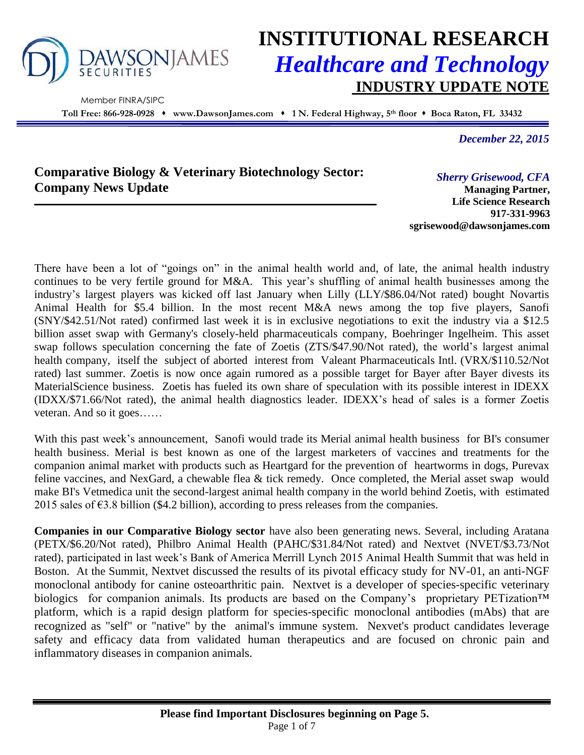# INSTITUTIONAL RESEARCH

## *Healthcare and Technology*

## INDUSTRY UPDATE NOTE

DAWSONJAMES SECURITIES

Member FINRA/SIPC

**Toll Free: 866-928-0928 ♦ www.DawsonJames.com ♦ 1 N. Federal Highway, 5th floor ♦ Boca Raton, FL 33432**

*December 22, 2015*

## Comparative Biology & Veterinary Biotechnology Sector: Company News Update

*Sherry Grisewood, CFA*
**Managing Partner,**
**Life Science Research**
**917-331-9963**
**sgrisewood@dawsonjames.com**

There have been a lot of "goings on" in the animal health world and, of late, the animal health industry continues to be very fertile ground for M&A. This year's shuffling of animal health businesses among the industry's largest players was kicked off last January when Lilly (LLY/$86.04/Not rated) bought Novartis Animal Health for $5.4 billion. In the most recent M&A news among the top five players, Sanofi (SNY/$42.51/Not rated) confirmed last week it is in exclusive negotiations to exit the industry via a $12.5 billion asset swap with Germany's closely-held pharmaceuticals company, Boehringer Ingelheim. This asset swap follows speculation concerning the fate of Zoetis (ZTS/$47.90/Not rated), the world's largest animal health company, itself the subject of aborted interest from Valeant Pharmaceuticals Intl. (VRX/$110.52/Not rated) last summer. Zoetis is now once again rumored as a possible target for Bayer after Bayer divests its MaterialScience business. Zoetis has fueled its own share of speculation with its possible interest in IDEXX (IDXX/$71.66/Not rated), the animal health diagnostics leader. IDEXX's head of sales is a former Zoetis veteran. And so it goes……

With this past week's announcement, Sanofi would trade its Merial animal health business for BI's consumer health business. Merial is best known as one of the largest marketers of vaccines and treatments for the companion animal market with products such as Heartgard for the prevention of heartworms in dogs, Purevax feline vaccines, and NexGard, a chewable flea & tick remedy. Once completed, the Merial asset swap would make BI's Vetmedica unit the second-largest animal health company in the world behind Zoetis, with estimated 2015 sales of €3.8 billion ($4.2 billion), according to press releases from the companies.

**Companies in our Comparative Biology sector** have also been generating news. Several, including Aratana (PETX/$6.20/Not rated), Philbro Animal Health (PAHC/$31.84/Not rated) and Nextvet (NVET/$3.73/Not rated), participated in last week's Bank of America Merrill Lynch 2015 Animal Health Summit that was held in Boston. At the Summit, Nextvet discussed the results of its pivotal efficacy study for NV-01, an anti-NGF monoclonal antibody for canine osteoarthritic pain. Nextvet is a developer of species-specific veterinary biologics for companion animals. Its products are based on the Company's proprietary PETization™ platform, which is a rapid design platform for species-specific monoclonal antibodies (mAbs) that are recognized as "self" or "native" by the animal's immune system. Nexvet's product candidates leverage safety and efficacy data from validated human therapeutics and are focused on chronic pain and inflammatory diseases in companion animals.

**Please find Important Disclosures beginning on Page 5.**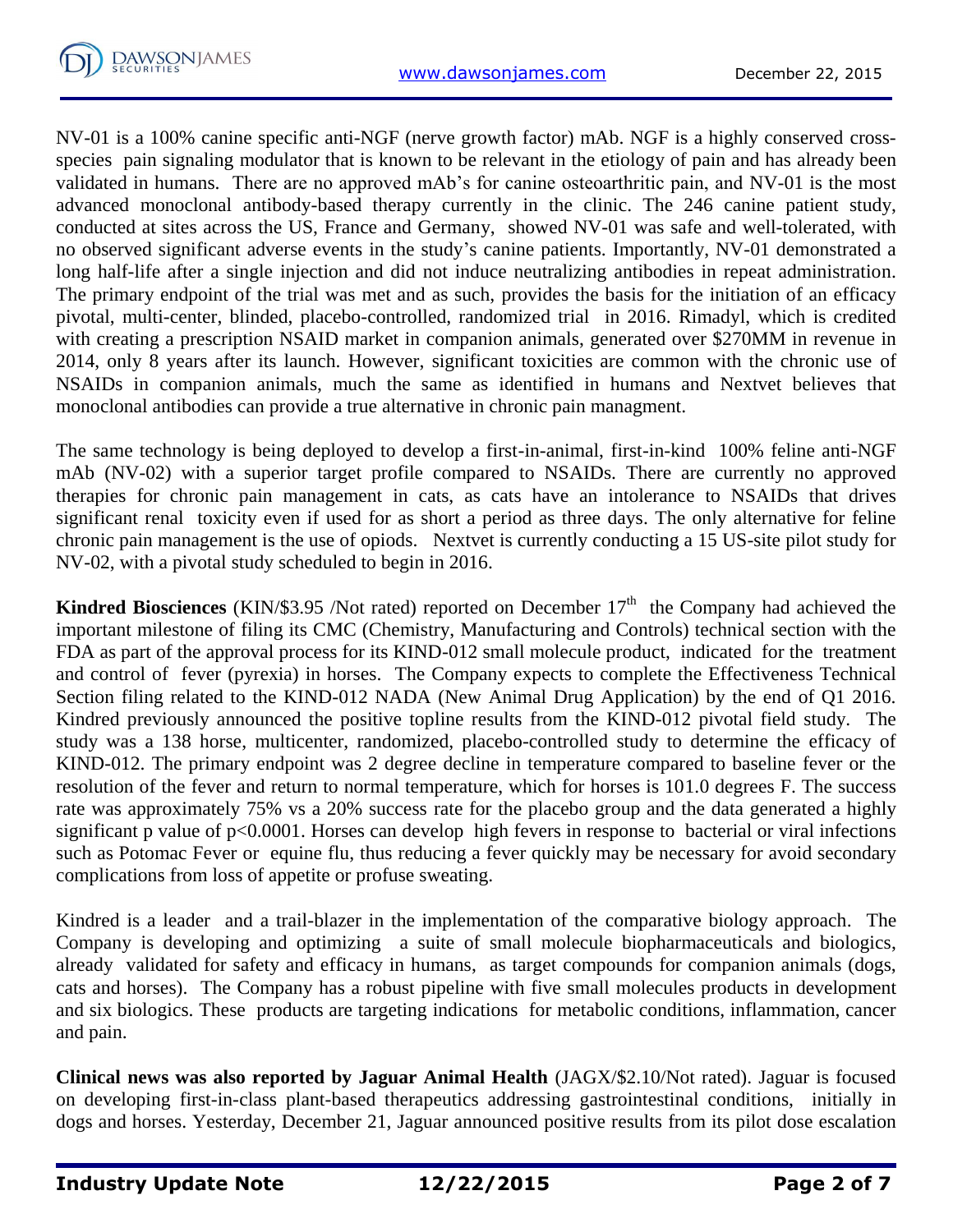NV-01 is a 100% canine specific anti-NGF (nerve growth factor) mAb. NGF is a highly conserved cross-species pain signaling modulator that is known to be relevant in the etiology of pain and has already been validated in humans. There are no approved mAb's for canine osteoarthritic pain, and NV-01 is the most advanced monoclonal antibody-based therapy currently in the clinic. The 246 canine patient study, conducted at sites across the US, France and Germany, showed NV-01 was safe and well-tolerated, with no observed significant adverse events in the study's canine patients. Importantly, NV-01 demonstrated a long half-life after a single injection and did not induce neutralizing antibodies in repeat administration. The primary endpoint of the trial was met and as such, provides the basis for the initiation of an efficacy pivotal, multi-center, blinded, placebo-controlled, randomized trial in 2016. Rimadyl, which is credited with creating a prescription NSAID market in companion animals, generated over \$270MM in revenue in 2014, only 8 years after its launch. However, significant toxicities are common with the chronic use of NSAIDs in companion animals, much the same as identified in humans and Nextvet believes that monoclonal antibodies can provide a true alternative in chronic pain managment.

The same technology is being deployed to develop a first-in-animal, first-in-kind 100% feline anti-NGF mAb (NV-02) with a superior target profile compared to NSAIDs. There are currently no approved therapies for chronic pain management in cats, as cats have an intolerance to NSAIDs that drives significant renal toxicity even if used for as short a period as three days. The only alternative for feline chronic pain management is the use of opiods. Nextvet is currently conducting a 15 US-site pilot study for NV-02, with a pivotal study scheduled to begin in 2016.

**Kindred Biosciences** (KIN/\$3.95 /Not rated) reported on December 17th the Company had achieved the important milestone of filing its CMC (Chemistry, Manufacturing and Controls) technical section with the FDA as part of the approval process for its KIND-012 small molecule product, indicated for the treatment and control of fever (pyrexia) in horses. The Company expects to complete the Effectiveness Technical Section filing related to the KIND-012 NADA (New Animal Drug Application) by the end of Q1 2016. Kindred previously announced the positive topline results from the KIND-012 pivotal field study. The study was a 138 horse, multicenter, randomized, placebo-controlled study to determine the efficacy of KIND-012. The primary endpoint was 2 degree decline in temperature compared to baseline fever or the resolution of the fever and return to normal temperature, which for horses is 101.0 degrees F. The success rate was approximately 75% vs a 20% success rate for the placebo group and the data generated a highly significant p value of $p<0.0001$. Horses can develop high fevers in response to bacterial or viral infections such as Potomac Fever or equine flu, thus reducing a fever quickly may be necessary for avoid secondary complications from loss of appetite or profuse sweating.

Kindred is a leader and a trail-blazer in the implementation of the comparative biology approach. The Company is developing and optimizing a suite of small molecule biopharmaceuticals and biologics, already validated for safety and efficacy in humans, as target compounds for companion animals (dogs, cats and horses). The Company has a robust pipeline with five small molecules products in development and six biologics. These products are targeting indications for metabolic conditions, inflammation, cancer and pain.

**Clinical news was also reported by Jaguar Animal Health** (JAGX/\$2.10/Not rated). Jaguar is focused on developing first-in-class plant-based therapeutics addressing gastrointestinal conditions, initially in dogs and horses. Yesterday, December 21, Jaguar announced positive results from its pilot dose escalation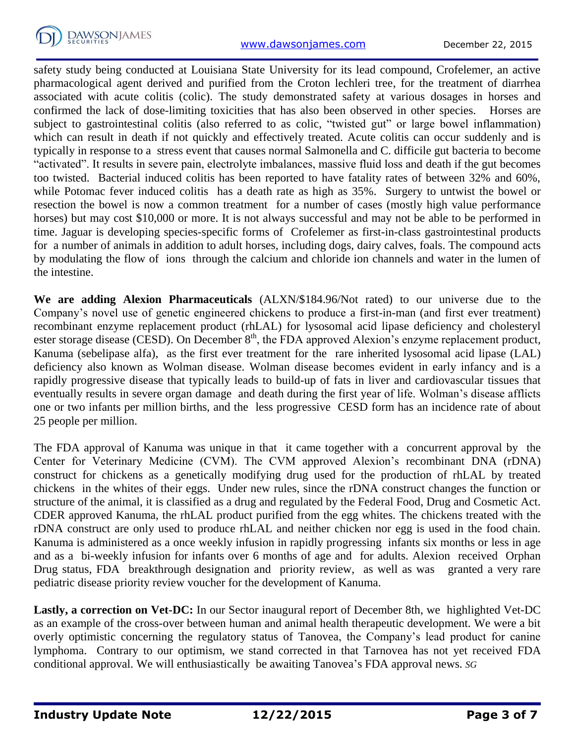safety study being conducted at Louisiana State University for its lead compound, Crofelemer, an active pharmacological agent derived and purified from the Croton lechleri tree, for the treatment of diarrhea associated with acute colitis (colic). The study demonstrated safety at various dosages in horses and confirmed the lack of dose-limiting toxicities that has also been observed in other species. Horses are subject to gastrointestinal colitis (also referred to as colic, "twisted gut" or large bowel inflammation) which can result in death if not quickly and effectively treated. Acute colitis can occur suddenly and is typically in response to a stress event that causes normal Salmonella and C. difficile gut bacteria to become "activated". It results in severe pain, electrolyte imbalances, massive fluid loss and death if the gut becomes too twisted. Bacterial induced colitis has been reported to have fatality rates of between 32% and 60%, while Potomac fever induced colitis has a death rate as high as 35%. Surgery to untwist the bowel or resection the bowel is now a common treatment for a number of cases (mostly high value performance horses) but may cost $10,000 or more. It is not always successful and may not be able to be performed in time. Jaguar is developing species-specific forms of Crofelemer as first-in-class gastrointestinal products for a number of animals in addition to adult horses, including dogs, dairy calves, foals. The compound acts by modulating the flow of ions through the calcium and chloride ion channels and water in the lumen of the intestine.

**We are adding Alexion Pharmaceuticals** (ALXN/$184.96/Not rated) to our universe due to the Company's novel use of genetic engineered chickens to produce a first-in-man (and first ever treatment) recombinant enzyme replacement product (rhLAL) for lysosomal acid lipase deficiency and cholesteryl ester storage disease (CESD). On December 8th, the FDA approved Alexion's enzyme replacement product, Kanuma (sebelipase alfa), as the first ever treatment for the rare inherited lysosomal acid lipase (LAL) deficiency also known as Wolman disease. Wolman disease becomes evident in early infancy and is a rapidly progressive disease that typically leads to build-up of fats in liver and cardiovascular tissues that eventually results in severe organ damage and death during the first year of life. Wolman's disease afflicts one or two infants per million births, and the less progressive CESD form has an incidence rate of about 25 people per million.

The FDA approval of Kanuma was unique in that it came together with a concurrent approval by the Center for Veterinary Medicine (CVM). The CVM approved Alexion's recombinant DNA (rDNA) construct for chickens as a genetically modifying drug used for the production of rhLAL by treated chickens in the whites of their eggs. Under new rules, since the rDNA construct changes the function or structure of the animal, it is classified as a drug and regulated by the Federal Food, Drug and Cosmetic Act. CDER approved Kanuma, the rhLAL product purified from the egg whites. The chickens treated with the rDNA construct are only used to produce rhLAL and neither chicken nor egg is used in the food chain. Kanuma is administered as a once weekly infusion in rapidly progressing infants six months or less in age and as a bi-weekly infusion for infants over 6 months of age and for adults. Alexion received Orphan Drug status, FDA breakthrough designation and priority review, as well as was granted a very rare pediatric disease priority review voucher for the development of Kanuma.

**Lastly, a correction on Vet-DC:** In our Sector inaugural report of December 8th, we highlighted Vet-DC as an example of the cross-over between human and animal health therapeutic development. We were a bit overly optimistic concerning the regulatory status of Tanovea, the Company's lead product for canine lymphoma. Contrary to our optimism, we stand corrected in that Tarnovea has not yet received FDA conditional approval. We will enthusiastically be awaiting Tanovea's FDA approval news. *SG*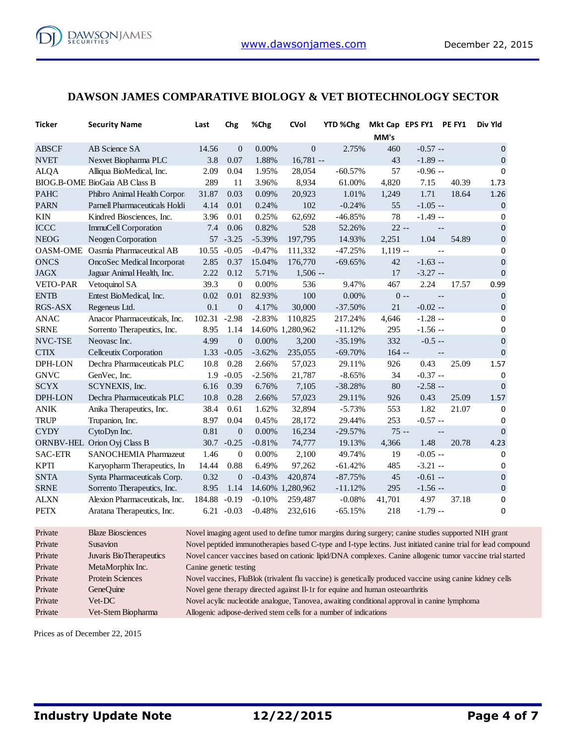# DAWSON JAMES COMPARATIVE BIOLOGY & VET BIOTECHNOLOGY SECTOR

| Ticker | Security Name | Last | Chg | %Chg | CVol | YTD %Chg | Mkt Cap MM's | EPS FY1 | PE FY1 | Div Yld |
|---|---|---|---|---|---|---|---|---|---|---|
| ABSCF | AB Science SA | 14.56 | 0 | 0.00% | 0 | 2.75% | 460 | -0.57 | -- | 0 |
| NVET | Nexvet Biopharma PLC | 3.8 | 0.07 | 1.88% | 16,781 | -- | 43 | -1.89 | -- | 0 |
| ALQA | Alliqua BioMedical, Inc. | 2.09 | 0.04 | 1.95% | 28,054 | -60.57% | 57 | -0.96 | -- | 0 |
| BIOG.B-OME | BioGaia AB Class B | 289 | 11 | 3.96% | 8,934 | 61.00% | 4,820 | 7.15 | 40.39 | 1.73 |
| PAHC | Phibro Animal Health Corpor | 31.87 | 0.03 | 0.09% | 20,923 | 1.01% | 1,249 | 1.71 | 18.64 | 1.26 |
| PARN | Parnell Pharmaceuticals Holdi | 4.14 | 0.01 | 0.24% | 102 | -0.24% | 55 | -1.05 | -- | 0 |
| KIN | Kindred Biosciences, Inc. | 3.96 | 0.01 | 0.25% | 62,692 | -46.85% | 78 | -1.49 | -- | 0 |
| ICCC | ImmuCell Corporation | 7.4 | 0.06 | 0.82% | 528 | 52.26% | 22 | -- | -- | 0 |
| NEOG | Neogen Corporation | 57 | -3.25 | -5.39% | 197,795 | 14.93% | 2,251 | 1.04 | 54.89 | 0 |
| OASM-OME | Oasmia Pharmaceutical AB | 10.55 | -0.05 | -0.47% | 111,332 | -47.25% | 1,119 | -- | -- | 0 |
| ONCS | OncoSec Medical Incorporat | 2.85 | 0.37 | 15.04% | 176,770 | -69.65% | 42 | -1.63 | -- | 0 |
| JAGX | Jaguar Animal Health, Inc. | 2.22 | 0.12 | 5.71% | 1,506 | -- | 17 | -3.27 | -- | 0 |
| VETO-PAR | Vetoquinol SA | 39.3 | 0 | 0.00% | 536 | 9.47% | 467 | 2.24 | 17.57 | 0.99 |
| ENTB | Entest BioMedical, Inc. | 0.02 | 0.01 | 82.93% | 100 | 0.00% | 0 | -- | -- | 0 |
| RGS-ASX | Regeneus Ltd. | 0.1 | 0 | 4.17% | 30,000 | -37.50% | 21 | -0.02 | -- | 0 |
| ANAC | Anacor Pharmaceuticals, Inc. | 102.31 | -2.98 | -2.83% | 110,825 | 217.24% | 4,646 | -1.28 | -- | 0 |
| SRNE | Sorrento Therapeutics, Inc. | 8.95 | 1.14 | 14.60% | 1,280,962 | -11.12% | 295 | -1.56 | -- | 0 |
| NVC-TSE | Neovasc Inc. | 4.99 | 0 | 0.00% | 3,200 | -35.19% | 332 | -0.5 | -- | 0 |
| CTIX | Cellceutix Corporation | 1.33 | -0.05 | -3.62% | 235,055 | -69.70% | 164 | -- | -- | 0 |
| DPH-LON | Dechra Pharmaceuticals PLC | 10.8 | 0.28 | 2.66% | 57,023 | 29.11% | 926 | 0.43 | 25.09 | 1.57 |
| GNVC | GenVec, Inc. | 1.9 | -0.05 | -2.56% | 21,787 | -8.65% | 34 | -0.37 | -- | 0 |
| SCYX | SCYNEXIS, Inc. | 6.16 | 0.39 | 6.76% | 7,105 | -38.28% | 80 | -2.58 | -- | 0 |
| DPH-LON | Dechra Pharmaceuticals PLC | 10.8 | 0.28 | 2.66% | 57,023 | 29.11% | 926 | 0.43 | 25.09 | 1.57 |
| ANIK | Anika Therapeutics, Inc. | 38.4 | 0.61 | 1.62% | 32,894 | -5.73% | 553 | 1.82 | 21.07 | 0 |
| TRUP | Trupanion, Inc. | 8.97 | 0.04 | 0.45% | 28,172 | 29.44% | 253 | -0.57 | -- | 0 |
| CYDY | CytoDyn Inc. | 0.81 | 0 | 0.00% | 16,234 | -29.57% | 75 | -- | -- | 0 |
| ORNBV-HEL | Orion Oyj Class B | 30.7 | -0.25 | -0.81% | 74,777 | 19.13% | 4,366 | 1.48 | 20.78 | 4.23 |
| SAC-ETR | SANOCHEMIA Pharmazeut | 1.46 | 0 | 0.00% | 2,100 | 49.74% | 19 | -0.05 | -- | 0 |
| KPTI | Karyopharm Therapeutics, In | 14.44 | 0.88 | 6.49% | 97,262 | -61.42% | 485 | -3.21 | -- | 0 |
| SNTA | Synta Pharmaceuticals Corp. | 0.32 | 0 | -0.43% | 420,874 | -87.75% | 45 | -0.61 | -- | 0 |
| SRNE | Sorrento Therapeutics, Inc. | 8.95 | 1.14 | 14.60% | 1,280,962 | -11.12% | 295 | -1.56 | -- | 0 |
| ALXN | Alexion Pharmaceuticals, Inc. | 184.88 | -0.19 | -0.10% | 259,487 | -0.08% | 41,701 | 4.97 | 37.18 | 0 |
| PETX | Aratana Therapeutics, Inc. | 6.21 | -0.03 | -0.48% | 232,616 | -65.15% | 218 | -1.79 | -- | 0 |

| Ticker | Security Name | Description |
|---|---|---|
| Private | Blaze Biosciences | Novel imaging agent used to define tumor margins during surgery; canine studies supported NIH grant |
| Private | Susavion | Novel peptided immunotherapies based C-type and I-type lectins. Just initiated canine trial for lead compound |
| Private | Juvaris BioTherapeutics | Novel cancer vaccines based on cationic lipid/DNA complexes. Canine allogenic tumor vaccine trial started |
| Private | MetaMorphix Inc. | Canine genetic testing |
| Private | Protein Sciences | Novel vaccines, FluBlok (trivalent flu vaccine) is genetically produced vaccine using canine kidney cells |
| Private | GeneQuine | Novel gene therapy directed against Il-1r for equine and human osteoarthritis |
| Private | Vet-DC | Novel acylic nucleotide analogue, Tanovea, awaiting conditional approval in canine lymphoma |
| Private | Vet-Stem Biopharma | Allogenic adipose-derived stem cells for a number of indications |

Prices as of December 22, 2015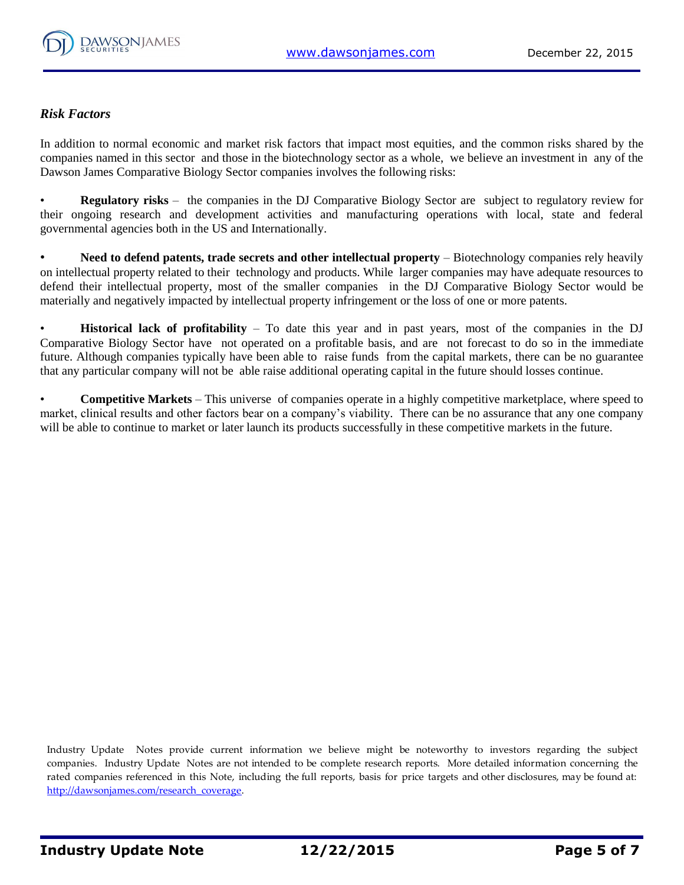*Risk Factors*

In addition to normal economic and market risk factors that impact most equities, and the common risks shared by the companies named in this sector and those in the biotechnology sector as a whole, we believe an investment in any of the Dawson James Comparative Biology Sector companies involves the following risks:

- **Regulatory risks** – the companies in the DJ Comparative Biology Sector are subject to regulatory review for their ongoing research and development activities and manufacturing operations with local, state and federal governmental agencies both in the US and Internationally.

- **Need to defend patents, trade secrets and other intellectual property** – Biotechnology companies rely heavily on intellectual property related to their technology and products. While larger companies may have adequate resources to defend their intellectual property, most of the smaller companies in the DJ Comparative Biology Sector would be materially and negatively impacted by intellectual property infringement or the loss of one or more patents.

- **Historical lack of profitability** – To date this year and in past years, most of the companies in the DJ Comparative Biology Sector have not operated on a profitable basis, and are not forecast to do so in the immediate future. Although companies typically have been able to raise funds from the capital markets, there can be no guarantee that any particular company will not be able raise additional operating capital in the future should losses continue.

- **Competitive Markets** – This universe of companies operate in a highly competitive marketplace, where speed to market, clinical results and other factors bear on a company's viability. There can be no assurance that any one company will be able to continue to market or later launch its products successfully in these competitive markets in the future.

Industry Update Notes provide current information we believe might be noteworthy to investors regarding the subject companies. Industry Update Notes are not intended to be complete research reports. More detailed information concerning the rated companies referenced in this Note, including the full reports, basis for price targets and other disclosures, may be found at: http://dawsonjames.com/research_coverage.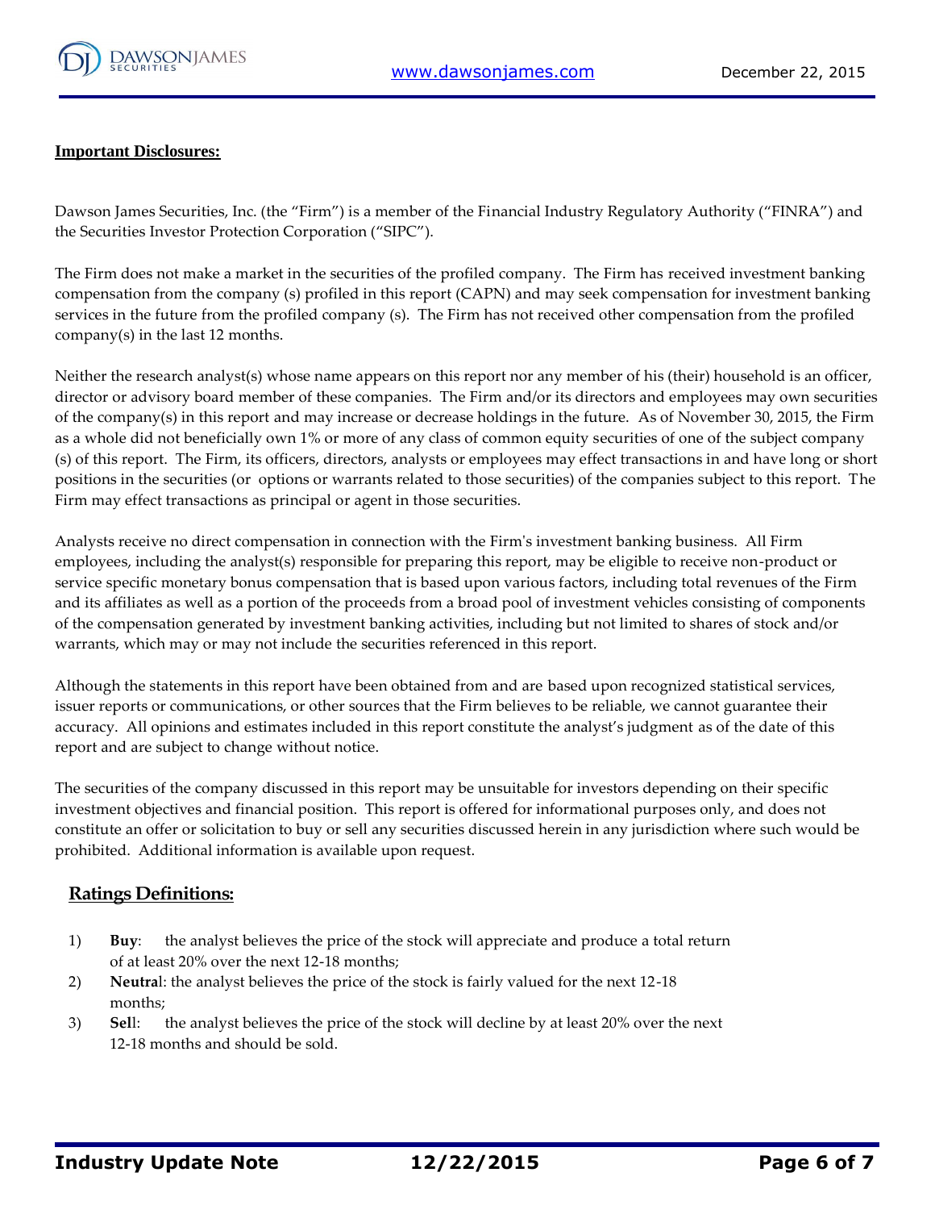## Important Disclosures:

Dawson James Securities, Inc. (the "Firm") is a member of the Financial Industry Regulatory Authority ("FINRA") and the Securities Investor Protection Corporation ("SIPC").

The Firm does not make a market in the securities of the profiled company. The Firm has received investment banking compensation from the company (s) profiled in this report (CAPN) and may seek compensation for investment banking services in the future from the profiled company (s). The Firm has not received other compensation from the profiled company(s) in the last 12 months.

Neither the research analyst(s) whose name appears on this report nor any member of his (their) household is an officer, director or advisory board member of these companies. The Firm and/or its directors and employees may own securities of the company(s) in this report and may increase or decrease holdings in the future. As of November 30, 2015, the Firm as a whole did not beneficially own 1% or more of any class of common equity securities of one of the subject company (s) of this report. The Firm, its officers, directors, analysts or employees may effect transactions in and have long or short positions in the securities (or options or warrants related to those securities) of the companies subject to this report. The Firm may effect transactions as principal or agent in those securities.

Analysts receive no direct compensation in connection with the Firm's investment banking business. All Firm employees, including the analyst(s) responsible for preparing this report, may be eligible to receive non-product or service specific monetary bonus compensation that is based upon various factors, including total revenues of the Firm and its affiliates as well as a portion of the proceeds from a broad pool of investment vehicles consisting of components of the compensation generated by investment banking activities, including but not limited to shares of stock and/or warrants, which may or may not include the securities referenced in this report.

Although the statements in this report have been obtained from and are based upon recognized statistical services, issuer reports or communications, or other sources that the Firm believes to be reliable, we cannot guarantee their accuracy. All opinions and estimates included in this report constitute the analyst's judgment as of the date of this report and are subject to change without notice.

The securities of the company discussed in this report may be unsuitable for investors depending on their specific investment objectives and financial position. This report is offered for informational purposes only, and does not constitute an offer or solicitation to buy or sell any securities discussed herein in any jurisdiction where such would be prohibited. Additional information is available upon request.

## Ratings Definitions:

1) **Buy**: the analyst believes the price of the stock will appreciate and produce a total return of at least 20% over the next 12-18 months;
2) **Neutral**: the analyst believes the price of the stock is fairly valued for the next 12-18 months;
3) **Sell**: the analyst believes the price of the stock will decline by at least 20% over the next 12-18 months and should be sold.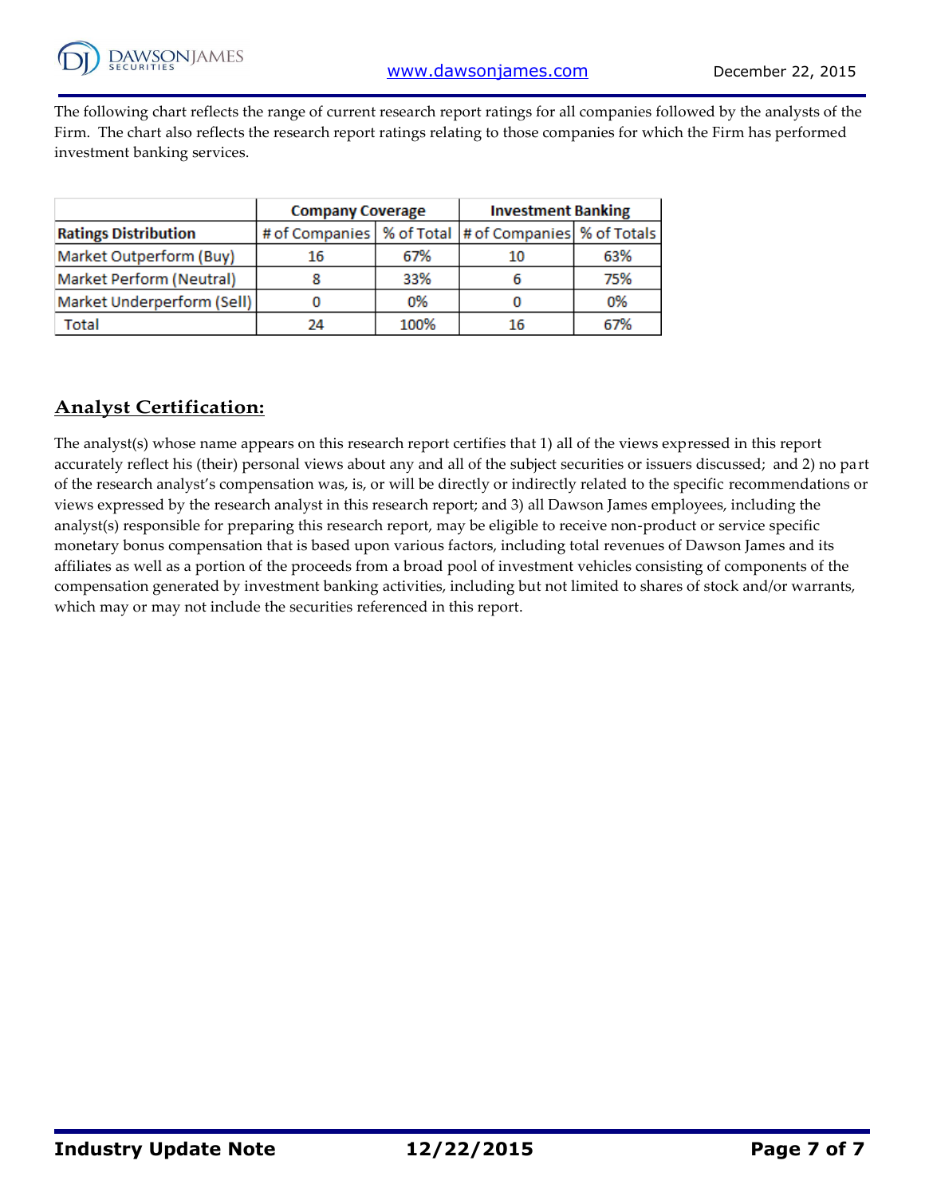The following chart reflects the range of current research report ratings for all companies followed by the analysts of the Firm. The chart also reflects the research report ratings relating to those companies for which the Firm has performed investment banking services.

| | Company Coverage | | Investment Banking | |
|---|---|---|---|---|
| **Ratings Distribution** | # of Companies | % of Total | # of Companies | % of Totals |
| Market Outperform (Buy) | 16 | 67% | 10 | 63% |
| Market Perform (Neutral) | 8 | 33% | 6 | 75% |
| Market Underperform (Sell) | 0 | 0% | 0 | 0% |
| Total | 24 | 100% | 16 | 67% |

## Analyst Certification:

The analyst(s) whose name appears on this research report certifies that 1) all of the views expressed in this report accurately reflect his (their) personal views about any and all of the subject securities or issuers discussed; and 2) no part of the research analyst's compensation was, is, or will be directly or indirectly related to the specific recommendations or views expressed by the research analyst in this research report; and 3) all Dawson James employees, including the analyst(s) responsible for preparing this research report, may be eligible to receive non-product or service specific monetary bonus compensation that is based upon various factors, including total revenues of Dawson James and its affiliates as well as a portion of the proceeds from a broad pool of investment vehicles consisting of components of the compensation generated by investment banking activities, including but not limited to shares of stock and/or warrants, which may or may not include the securities referenced in this report.